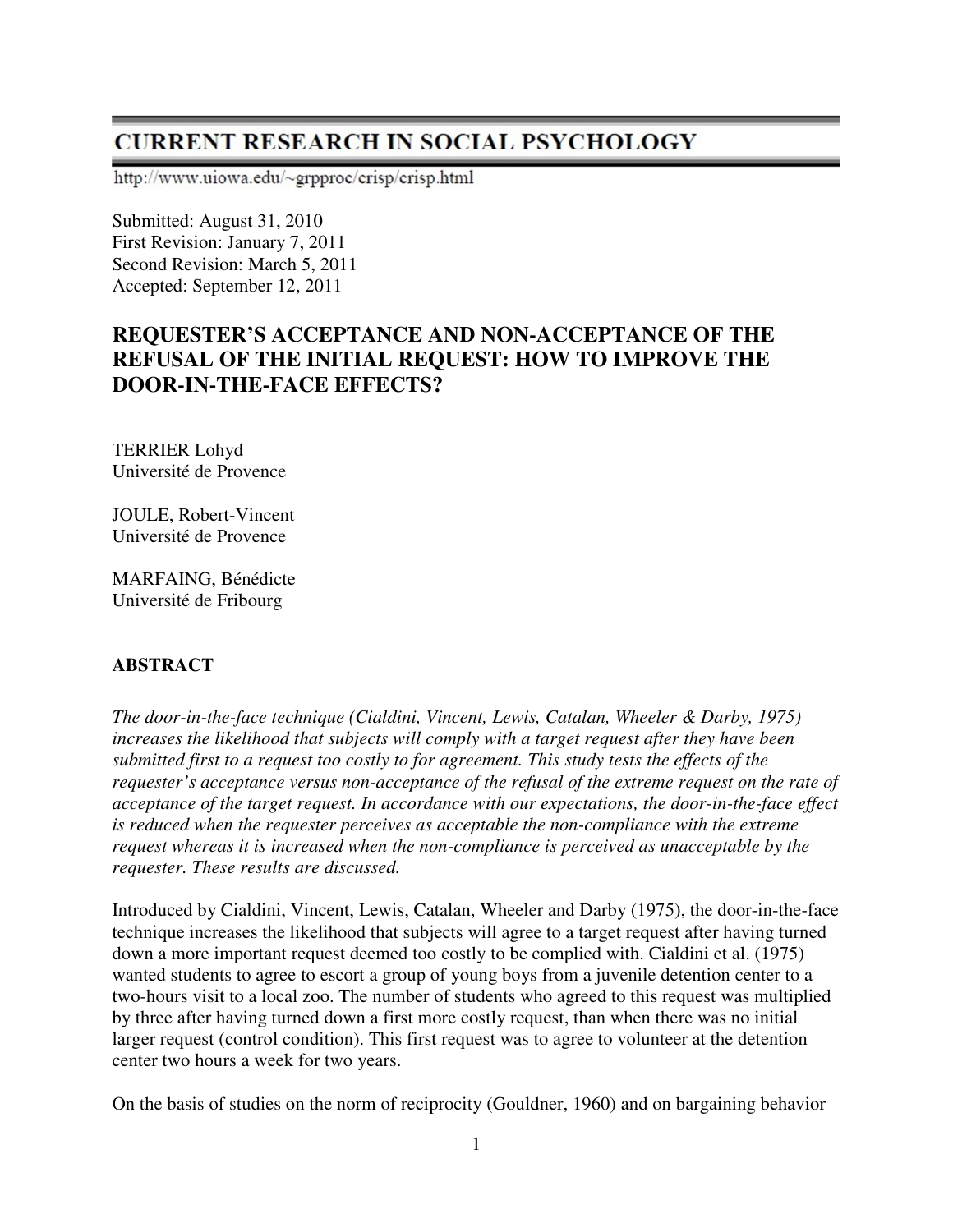# CURRENT RESEARCH IN SOCIAL PSYCHOLOGY

http://www.uiowa.edu/~grpproc/crisp/crisp.html

Submitted: August 31, 2010
First Revision: January 7, 2011
Second Revision: March 5, 2011
Accepted: September 12, 2011

## REQUESTER'S ACCEPTANCE AND NON-ACCEPTANCE OF THE REFUSAL OF THE INITIAL REQUEST: HOW TO IMPROVE THE DOOR-IN-THE-FACE EFFECTS?

TERRIER Lohyd
Université de Provence

JOULE, Robert-Vincent
Université de Provence

MARFAING, Bénédicte
Université de Fribourg

### ABSTRACT

*The door-in-the-face technique (Cialdini, Vincent, Lewis, Catalan, Wheeler & Darby, 1975) increases the likelihood that subjects will comply with a target request after they have been submitted first to a request too costly to for agreement. This study tests the effects of the requester's acceptance versus non-acceptance of the refusal of the extreme request on the rate of acceptance of the target request. In accordance with our expectations, the door-in-the-face effect is reduced when the requester perceives as acceptable the non-compliance with the extreme request whereas it is increased when the non-compliance is perceived as unacceptable by the requester. These results are discussed.*

Introduced by Cialdini, Vincent, Lewis, Catalan, Wheeler and Darby (1975), the door-in-the-face technique increases the likelihood that subjects will agree to a target request after having turned down a more important request deemed too costly to be complied with. Cialdini et al. (1975) wanted students to agree to escort a group of young boys from a juvenile detention center to a two-hours visit to a local zoo. The number of students who agreed to this request was multiplied by three after having turned down a first more costly request, than when there was no initial larger request (control condition). This first request was to agree to volunteer at the detention center two hours a week for two years.

On the basis of studies on the norm of reciprocity (Gouldner, 1960) and on bargaining behavior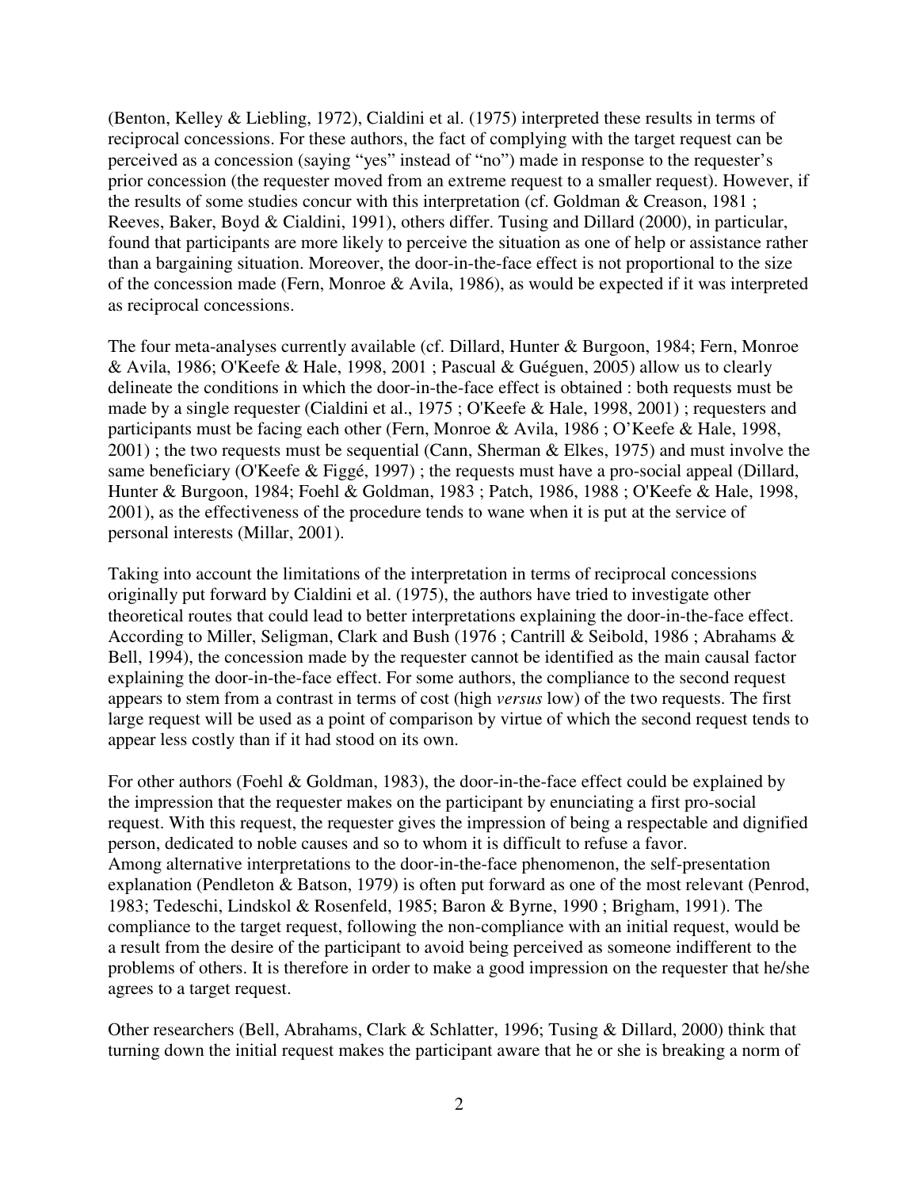(Benton, Kelley & Liebling, 1972), Cialdini et al. (1975) interpreted these results in terms of reciprocal concessions. For these authors, the fact of complying with the target request can be perceived as a concession (saying "yes" instead of "no") made in response to the requester's prior concession (the requester moved from an extreme request to a smaller request). However, if the results of some studies concur with this interpretation (cf. Goldman & Creason, 1981 ; Reeves, Baker, Boyd & Cialdini, 1991), others differ. Tusing and Dillard (2000), in particular, found that participants are more likely to perceive the situation as one of help or assistance rather than a bargaining situation. Moreover, the door-in-the-face effect is not proportional to the size of the concession made (Fern, Monroe & Avila, 1986), as would be expected if it was interpreted as reciprocal concessions.

The four meta-analyses currently available (cf. Dillard, Hunter & Burgoon, 1984; Fern, Monroe & Avila, 1986; O'Keefe & Hale, 1998, 2001 ; Pascual & Guéguen, 2005) allow us to clearly delineate the conditions in which the door-in-the-face effect is obtained : both requests must be made by a single requester (Cialdini et al., 1975 ; O'Keefe & Hale, 1998, 2001) ; requesters and participants must be facing each other (Fern, Monroe & Avila, 1986 ; O'Keefe & Hale, 1998, 2001) ; the two requests must be sequential (Cann, Sherman & Elkes, 1975) and must involve the same beneficiary (O'Keefe & Figgé, 1997) ; the requests must have a pro-social appeal (Dillard, Hunter & Burgoon, 1984; Foehl & Goldman, 1983 ; Patch, 1986, 1988 ; O'Keefe & Hale, 1998, 2001), as the effectiveness of the procedure tends to wane when it is put at the service of personal interests (Millar, 2001).

Taking into account the limitations of the interpretation in terms of reciprocal concessions originally put forward by Cialdini et al. (1975), the authors have tried to investigate other theoretical routes that could lead to better interpretations explaining the door-in-the-face effect. According to Miller, Seligman, Clark and Bush (1976 ; Cantrill & Seibold, 1986 ; Abrahams & Bell, 1994), the concession made by the requester cannot be identified as the main causal factor explaining the door-in-the-face effect. For some authors, the compliance to the second request appears to stem from a contrast in terms of cost (high *versus* low) of the two requests. The first large request will be used as a point of comparison by virtue of which the second request tends to appear less costly than if it had stood on its own.

For other authors (Foehl & Goldman, 1983), the door-in-the-face effect could be explained by the impression that the requester makes on the participant by enunciating a first pro-social request. With this request, the requester gives the impression of being a respectable and dignified person, dedicated to noble causes and so to whom it is difficult to refuse a favor.
Among alternative interpretations to the door-in-the-face phenomenon, the self-presentation explanation (Pendleton & Batson, 1979) is often put forward as one of the most relevant (Penrod, 1983; Tedeschi, Lindskol & Rosenfeld, 1985; Baron & Byrne, 1990 ; Brigham, 1991). The compliance to the target request, following the non-compliance with an initial request, would be a result from the desire of the participant to avoid being perceived as someone indifferent to the problems of others. It is therefore in order to make a good impression on the requester that he/she agrees to a target request.

Other researchers (Bell, Abrahams, Clark & Schlatter, 1996; Tusing & Dillard, 2000) think that turning down the initial request makes the participant aware that he or she is breaking a norm of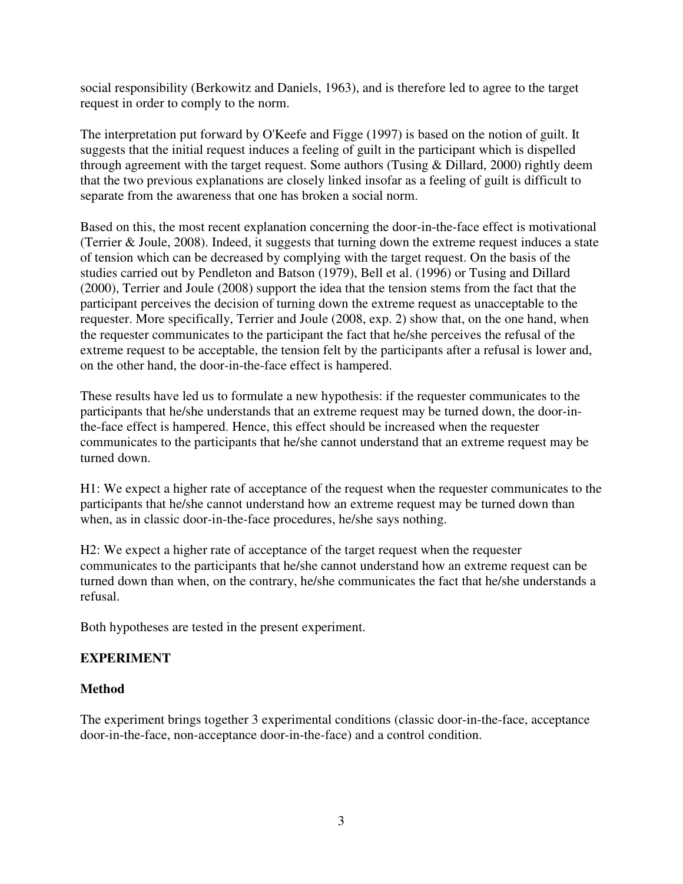social responsibility (Berkowitz and Daniels, 1963), and is therefore led to agree to the target request in order to comply to the norm.

The interpretation put forward by O'Keefe and Figge (1997) is based on the notion of guilt. It suggests that the initial request induces a feeling of guilt in the participant which is dispelled through agreement with the target request. Some authors (Tusing & Dillard, 2000) rightly deem that the two previous explanations are closely linked insofar as a feeling of guilt is difficult to separate from the awareness that one has broken a social norm.

Based on this, the most recent explanation concerning the door-in-the-face effect is motivational (Terrier & Joule, 2008). Indeed, it suggests that turning down the extreme request induces a state of tension which can be decreased by complying with the target request. On the basis of the studies carried out by Pendleton and Batson (1979), Bell et al. (1996) or Tusing and Dillard (2000), Terrier and Joule (2008) support the idea that the tension stems from the fact that the participant perceives the decision of turning down the extreme request as unacceptable to the requester. More specifically, Terrier and Joule (2008, exp. 2) show that, on the one hand, when the requester communicates to the participant the fact that he/she perceives the refusal of the extreme request to be acceptable, the tension felt by the participants after a refusal is lower and, on the other hand, the door-in-the-face effect is hampered.

These results have led us to formulate a new hypothesis: if the requester communicates to the participants that he/she understands that an extreme request may be turned down, the door-in-the-face effect is hampered. Hence, this effect should be increased when the requester communicates to the participants that he/she cannot understand that an extreme request may be turned down.

H1: We expect a higher rate of acceptance of the request when the requester communicates to the participants that he/she cannot understand how an extreme request may be turned down than when, as in classic door-in-the-face procedures, he/she says nothing.

H2: We expect a higher rate of acceptance of the target request when the requester communicates to the participants that he/she cannot understand how an extreme request can be turned down than when, on the contrary, he/she communicates the fact that he/she understands a refusal.

Both hypotheses are tested in the present experiment.

## EXPERIMENT

### Method

The experiment brings together 3 experimental conditions (classic door-in-the-face, acceptance door-in-the-face, non-acceptance door-in-the-face) and a control condition.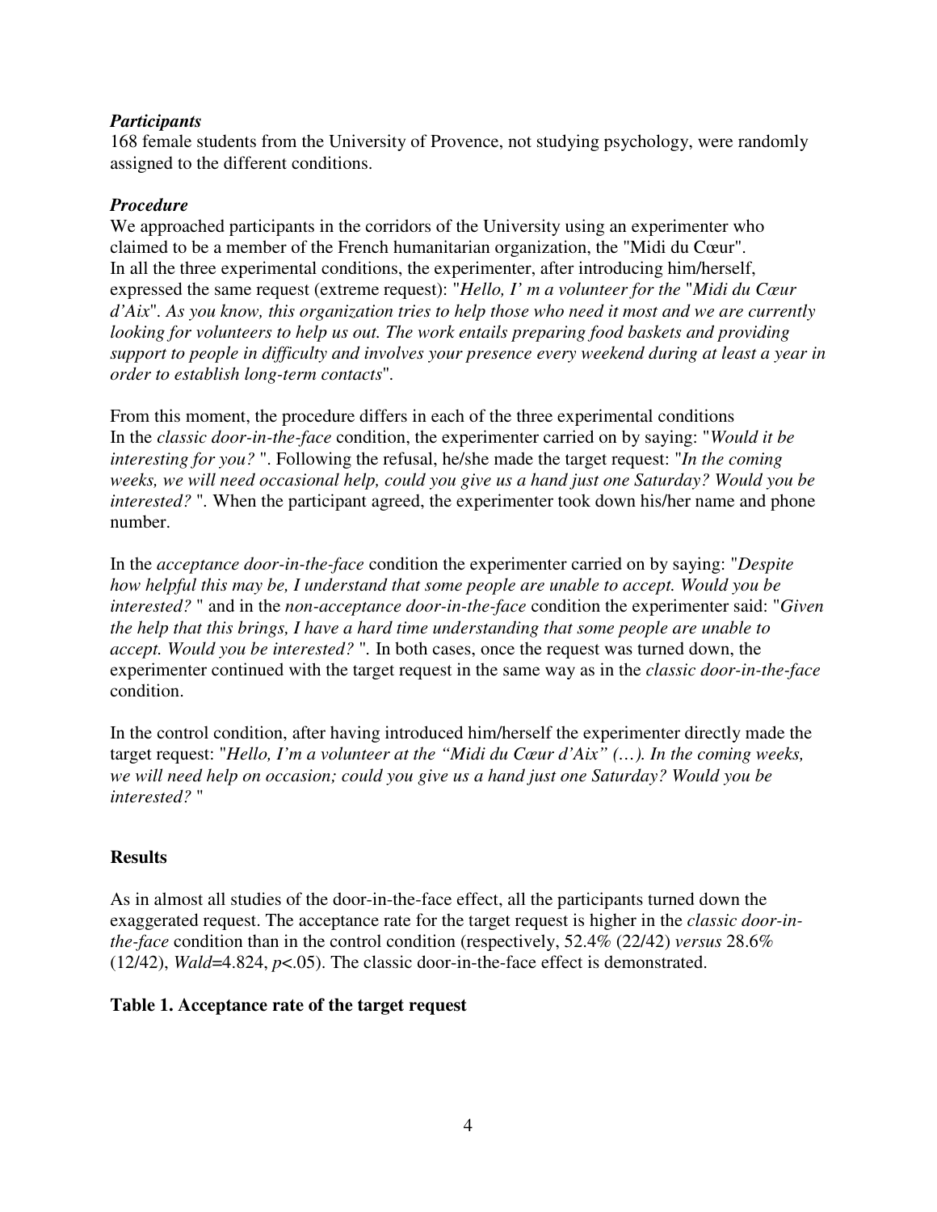### *Participants*

168 female students from the University of Provence, not studying psychology, were randomly assigned to the different conditions.

### *Procedure*

We approached participants in the corridors of the University using an experimenter who claimed to be a member of the French humanitarian organization, the "Midi du Cœur". In all the three experimental conditions, the experimenter, after introducing him/herself, expressed the same request (extreme request): "*Hello, I' m a volunteer for the* "*Midi du Cœur d'Aix*". *As you know, this organization tries to help those who need it most and we are currently looking for volunteers to help us out. The work entails preparing food baskets and providing support to people in difficulty and involves your presence every weekend during at least a year in order to establish long-term contacts*".

From this moment, the procedure differs in each of the three experimental conditions In the *classic door-in-the-face* condition, the experimenter carried on by saying: "*Would it be interesting for you?* ". Following the refusal, he/she made the target request: "*In the coming weeks, we will need occasional help, could you give us a hand just one Saturday? Would you be interested?* ". When the participant agreed, the experimenter took down his/her name and phone number.

In the *acceptance door-in-the-face* condition the experimenter carried on by saying: "*Despite how helpful this may be, I understand that some people are unable to accept. Would you be interested?* " and in the *non-acceptance door-in-the-face* condition the experimenter said: "*Given the help that this brings, I have a hard time understanding that some people are unable to accept. Would you be interested?* ". In both cases, once the request was turned down, the experimenter continued with the target request in the same way as in the *classic door-in-the-face* condition.

In the control condition, after having introduced him/herself the experimenter directly made the target request: "*Hello, I'm a volunteer at the "Midi du Cœur d'Aix" (…). In the coming weeks, we will need help on occasion; could you give us a hand just one Saturday? Would you be interested?* "

## Results

As in almost all studies of the door-in-the-face effect, all the participants turned down the exaggerated request. The acceptance rate for the target request is higher in the *classic door-in-the-face* condition than in the control condition (respectively, 52.4% (22/42) *versus* 28.6% (12/42), *Wald*=4.824, $p<.05$). The classic door-in-the-face effect is demonstrated.

**Table 1. Acceptance rate of the target request**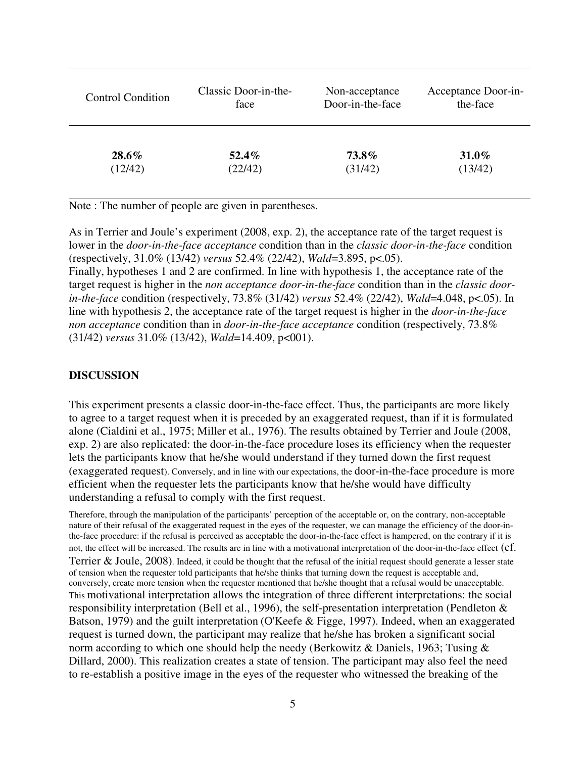| Control Condition | Classic Door-in-the-face | Non-acceptance Door-in-the-face | Acceptance Door-in-the-face |
|---|---|---|---|
| **28.6%** (12/42) | **52.4%** (22/42) | **73.8%** (31/42) | **31.0%** (13/42) |

Note : The number of people are given in parentheses.

As in Terrier and Joule's experiment (2008, exp. 2), the acceptance rate of the target request is lower in the *door-in-the-face acceptance* condition than in the *classic door-in-the-face* condition (respectively, 31.0% (13/42) *versus* 52.4% (22/42), *Wald*=3.895, p<.05).
Finally, hypotheses 1 and 2 are confirmed. In line with hypothesis 1, the acceptance rate of the target request is higher in the *non acceptance door-in-the-face* condition than in the *classic door-in-the-face* condition (respectively, 73.8% (31/42) *versus* 52.4% (22/42), *Wald*=4.048, p<.05). In line with hypothesis 2, the acceptance rate of the target request is higher in the *door-in-the-face non acceptance* condition than in *door-in-the-face acceptance* condition (respectively, 73.8% (31/42) *versus* 31.0% (13/42), *Wald*=14.409, p<001).

## DISCUSSION

This experiment presents a classic door-in-the-face effect. Thus, the participants are more likely to agree to a target request when it is preceded by an exaggerated request, than if it is formulated alone (Cialdini et al., 1975; Miller et al., 1976). The results obtained by Terrier and Joule (2008, exp. 2) are also replicated: the door-in-the-face procedure loses its efficiency when the requester lets the participants know that he/she would understand if they turned down the first request (exaggerated request). Conversely, and in line with our expectations, the door-in-the-face procedure is more efficient when the requester lets the participants know that he/she would have difficulty understanding a refusal to comply with the first request.

Therefore, through the manipulation of the participants' perception of the acceptable or, on the contrary, non-acceptable nature of their refusal of the exaggerated request in the eyes of the requester, we can manage the efficiency of the door-in-the-face procedure: if the refusal is perceived as acceptable the door-in-the-face effect is hampered, on the contrary if it is not, the effect will be increased. The results are in line with a motivational interpretation of the door-in-the-face effect (cf. Terrier & Joule, 2008). Indeed, it could be thought that the refusal of the initial request should generate a lesser state of tension when the requester told participants that he/she thinks that turning down the request is acceptable and, conversely, create more tension when the requester mentioned that he/she thought that a refusal would be unacceptable. This motivational interpretation allows the integration of three different interpretations: the social responsibility interpretation (Bell et al., 1996), the self-presentation interpretation (Pendleton & Batson, 1979) and the guilt interpretation (O'Keefe & Figge, 1997). Indeed, when an exaggerated request is turned down, the participant may realize that he/she has broken a significant social norm according to which one should help the needy (Berkowitz & Daniels, 1963; Tusing & Dillard, 2000). This realization creates a state of tension. The participant may also feel the need to re-establish a positive image in the eyes of the requester who witnessed the breaking of the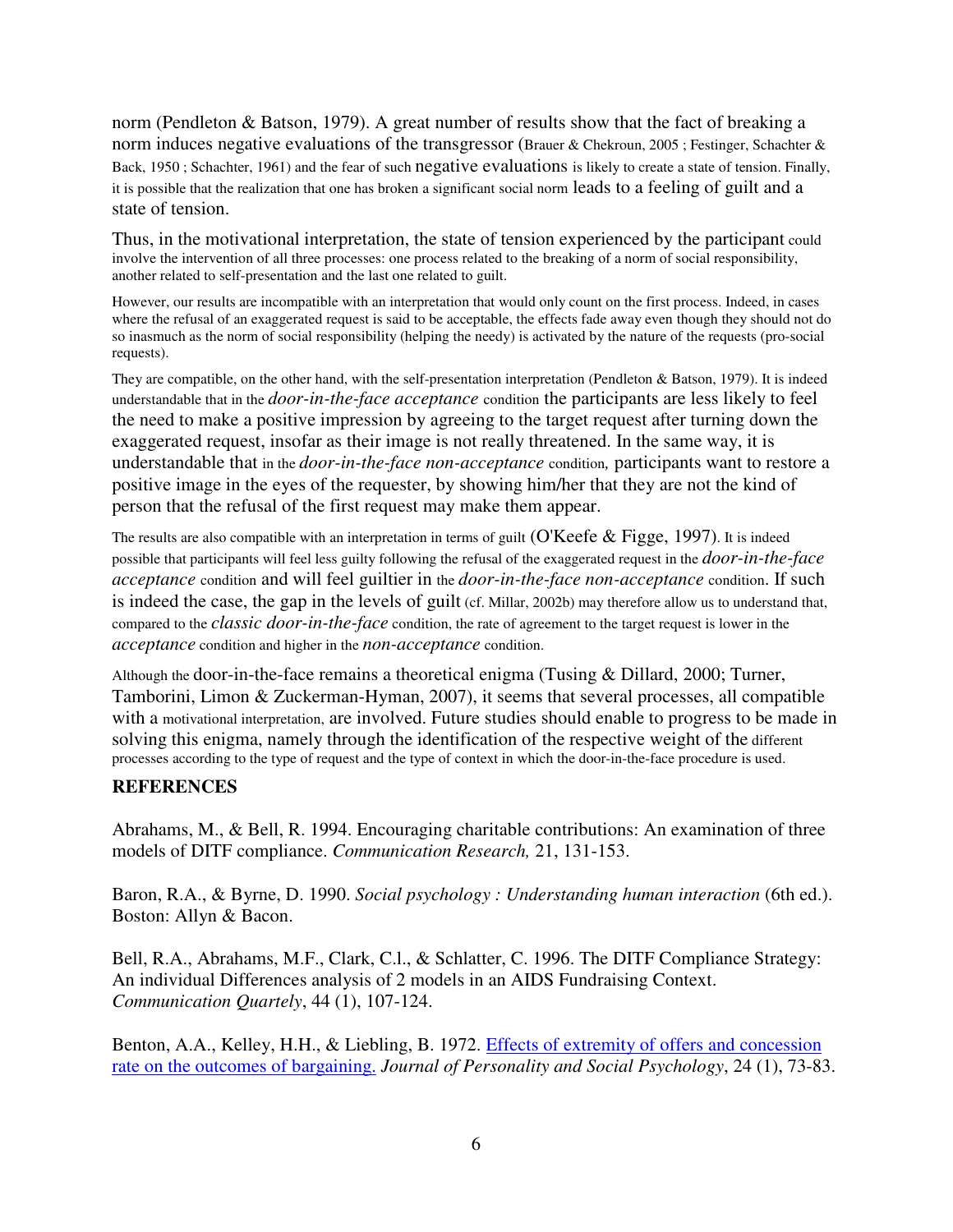norm (Pendleton & Batson, 1979). A great number of results show that the fact of breaking a norm induces negative evaluations of the transgressor (Brauer & Chekroun, 2005 ; Festinger, Schachter & Back, 1950 ; Schachter, 1961) and the fear of such negative evaluations is likely to create a state of tension. Finally, it is possible that the realization that one has broken a significant social norm leads to a feeling of guilt and a state of tension.

Thus, in the motivational interpretation, the state of tension experienced by the participant could involve the intervention of all three processes: one process related to the breaking of a norm of social responsibility, another related to self-presentation and the last one related to guilt.

However, our results are incompatible with an interpretation that would only count on the first process. Indeed, in cases where the refusal of an exaggerated request is said to be acceptable, the effects fade away even though they should not do so inasmuch as the norm of social responsibility (helping the needy) is activated by the nature of the requests (pro-social requests).

They are compatible, on the other hand, with the self-presentation interpretation (Pendleton & Batson, 1979). It is indeed understandable that in the *door-in-the-face acceptance* condition the participants are less likely to feel the need to make a positive impression by agreeing to the target request after turning down the exaggerated request, insofar as their image is not really threatened. In the same way, it is understandable that in the *door-in-the-face non-acceptance* condition, participants want to restore a positive image in the eyes of the requester, by showing him/her that they are not the kind of person that the refusal of the first request may make them appear.

The results are also compatible with an interpretation in terms of guilt (O'Keefe & Figge, 1997). It is indeed possible that participants will feel less guilty following the refusal of the exaggerated request in the *door-in-the-face acceptance* condition and will feel guiltier in the *door-in-the-face non-acceptance* condition. If such is indeed the case, the gap in the levels of guilt (cf. Millar, 2002b) may therefore allow us to understand that, compared to the *classic door-in-the-face* condition, the rate of agreement to the target request is lower in the *acceptance* condition and higher in the *non-acceptance* condition.

Although the door-in-the-face remains a theoretical enigma (Tusing & Dillard, 2000; Turner, Tamborini, Limon & Zuckerman-Hyman, 2007), it seems that several processes, all compatible with a motivational interpretation, are involved. Future studies should enable to progress to be made in solving this enigma, namely through the identification of the respective weight of the different processes according to the type of request and the type of context in which the door-in-the-face procedure is used.

## REFERENCES

Abrahams, M., & Bell, R. 1994. Encouraging charitable contributions: An examination of three models of DITF compliance. *Communication Research,* 21, 131-153.

Baron, R.A., & Byrne, D. 1990. *Social psychology : Understanding human interaction* (6th ed.). Boston: Allyn & Bacon.

Bell, R.A., Abrahams, M.F., Clark, C.l., & Schlatter, C. 1996. The DITF Compliance Strategy: An individual Differences analysis of 2 models in an AIDS Fundraising Context. *Communication Quartely*, 44 (1), 107-124.

Benton, A.A., Kelley, H.H., & Liebling, B. 1972. Effects of extremity of offers and concession rate on the outcomes of bargaining. *Journal of Personality and Social Psychology*, 24 (1), 73-83.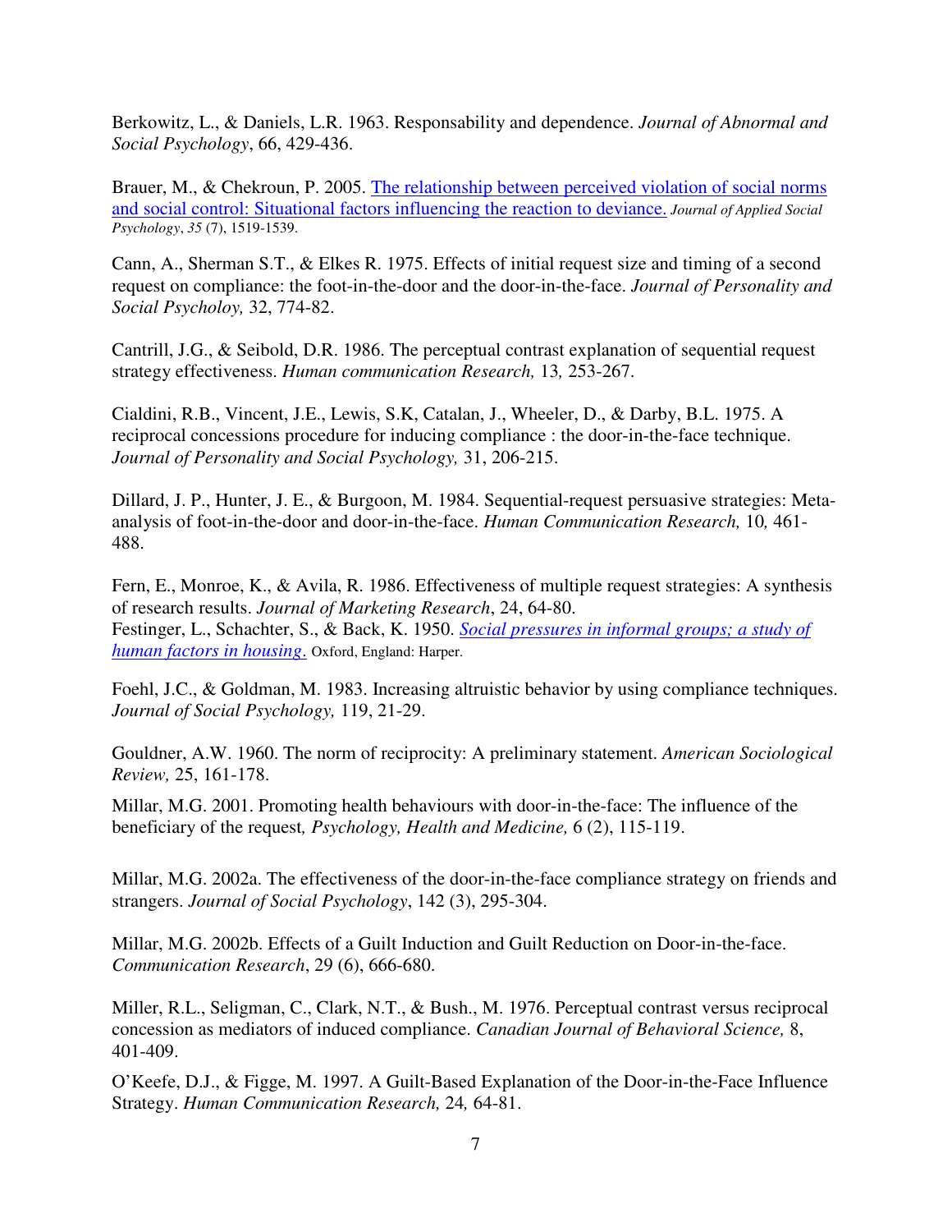Berkowitz, L., & Daniels, L.R. 1963. Responsability and dependence. *Journal of Abnormal and Social Psychology*, 66, 429-436.

Brauer, M., & Chekroun, P. 2005. [The relationship between perceived violation of social norms and social control: Situational factors influencing the reaction to deviance.]() *Journal of Applied Social Psychology*, *35* (7), 1519-1539.

Cann, A., Sherman S.T., & Elkes R. 1975. Effects of initial request size and timing of a second request on compliance: the foot-in-the-door and the door-in-the-face. *Journal of Personality and Social Psycholoy,* 32, 774-82.

Cantrill, J.G., & Seibold, D.R. 1986. The perceptual contrast explanation of sequential request strategy effectiveness. *Human communication Research,* 13*,* 253-267.

Cialdini, R.B., Vincent, J.E., Lewis, S.K, Catalan, J., Wheeler, D., & Darby, B.L. 1975. A reciprocal concessions procedure for inducing compliance : the door-in-the-face technique. *Journal of Personality and Social Psychology,* 31, 206-215.

Dillard, J. P., Hunter, J. E., & Burgoon, M. 1984. Sequential-request persuasive strategies: Meta-analysis of foot-in-the-door and door-in-the-face. *Human Communication Research,* 10*,* 461-488.

Fern, E., Monroe, K., & Avila, R. 1986. Effectiveness of multiple request strategies: A synthesis of research results. *Journal of Marketing Research*, 24, 64-80.
Festinger, L., Schachter, S., & Back, K. 1950. [*Social pressures in informal groups; a study of human factors in housing*.]() Oxford, England: Harper.

Foehl, J.C., & Goldman, M. 1983. Increasing altruistic behavior by using compliance techniques. *Journal of Social Psychology,* 119, 21-29.

Gouldner, A.W. 1960. The norm of reciprocity: A preliminary statement. *American Sociological Review,* 25, 161-178.

Millar, M.G. 2001. Promoting health behaviours with door-in-the-face: The influence of the beneficiary of the request*, Psychology, Health and Medicine,* 6 (2), 115-119.

Millar, M.G. 2002a. The effectiveness of the door-in-the-face compliance strategy on friends and strangers. *Journal of Social Psychology*, 142 (3), 295-304.

Millar, M.G. 2002b. Effects of a Guilt Induction and Guilt Reduction on Door-in-the-face. *Communication Research*, 29 (6), 666-680.

Miller, R.L., Seligman, C., Clark, N.T., & Bush., M. 1976. Perceptual contrast versus reciprocal concession as mediators of induced compliance. *Canadian Journal of Behavioral Science,* 8, 401-409.

O'Keefe, D.J., & Figge, M. 1997. A Guilt-Based Explanation of the Door-in-the-Face Influence Strategy. *Human Communication Research,* 24*,* 64-81.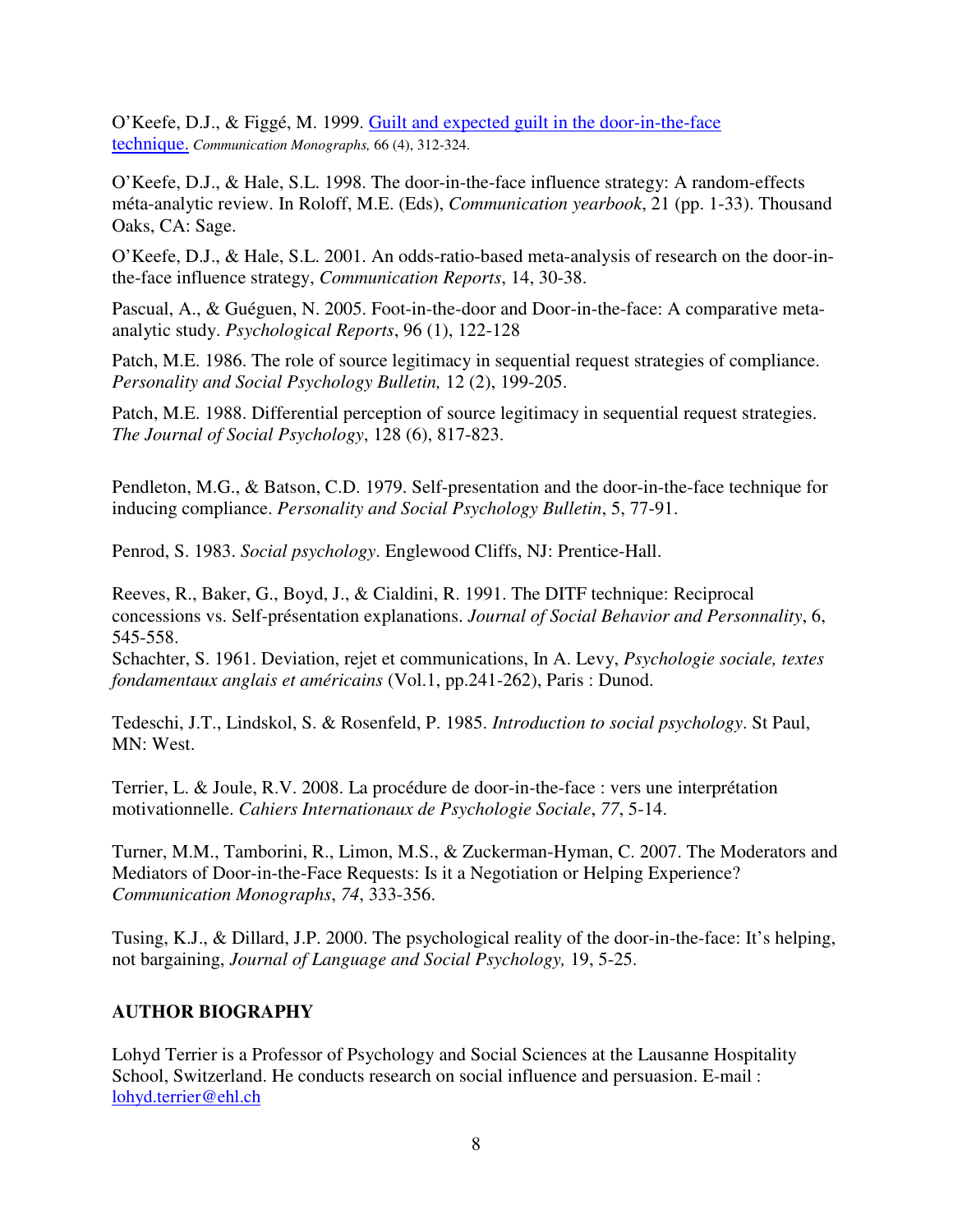O'Keefe, D.J., & Figgé, M. 1999. [Guilt and expected guilt in the door-in-the-face technique.](#) *Communication Monographs,* 66 (4), 312-324.

O'Keefe, D.J., & Hale, S.L. 1998. The door-in-the-face influence strategy: A random-effects méta-analytic review. In Roloff, M.E. (Eds), *Communication yearbook*, 21 (pp. 1-33). Thousand Oaks, CA: Sage.

O'Keefe, D.J., & Hale, S.L. 2001. An odds-ratio-based meta-analysis of research on the door-in-the-face influence strategy, *Communication Reports*, 14, 30-38.

Pascual, A., & Guéguen, N. 2005. Foot-in-the-door and Door-in-the-face: A comparative meta-analytic study. *Psychological Reports*, 96 (1), 122-128

Patch, M.E. 1986. The role of source legitimacy in sequential request strategies of compliance. *Personality and Social Psychology Bulletin,* 12 (2), 199-205.

Patch, M.E. 1988. Differential perception of source legitimacy in sequential request strategies. *The Journal of Social Psychology*, 128 (6), 817-823.

Pendleton, M.G., & Batson, C.D. 1979. Self-presentation and the door-in-the-face technique for inducing compliance. *Personality and Social Psychology Bulletin*, 5, 77-91.

Penrod, S. 1983. *Social psychology*. Englewood Cliffs, NJ: Prentice-Hall.

Reeves, R., Baker, G., Boyd, J., & Cialdini, R. 1991. The DITF technique: Reciprocal concessions vs. Self-présentation explanations. *Journal of Social Behavior and Personnality*, 6, 545-558.

Schachter, S. 1961. Deviation, rejet et communications, In A. Levy, *Psychologie sociale, textes fondamentaux anglais et américains* (Vol.1, pp.241-262), Paris : Dunod.

Tedeschi, J.T., Lindskol, S. & Rosenfeld, P. 1985. *Introduction to social psychology*. St Paul, MN: West.

Terrier, L. & Joule, R.V. 2008. La procédure de door-in-the-face : vers une interprétation motivationnelle. *Cahiers Internationaux de Psychologie Sociale*, *77*, 5-14.

Turner, M.M., Tamborini, R., Limon, M.S., & Zuckerman-Hyman, C. 2007. The Moderators and Mediators of Door-in-the-Face Requests: Is it a Negotiation or Helping Experience? *Communication Monographs*, *74*, 333-356.

Tusing, K.J., & Dillard, J.P. 2000. The psychological reality of the door-in-the-face: It's helping, not bargaining, *Journal of Language and Social Psychology,* 19, 5-25.

## AUTHOR BIOGRAPHY

Lohyd Terrier is a Professor of Psychology and Social Sciences at the Lausanne Hospitality School, Switzerland. He conducts research on social influence and persuasion. E-mail : lohyd.terrier@ehl.ch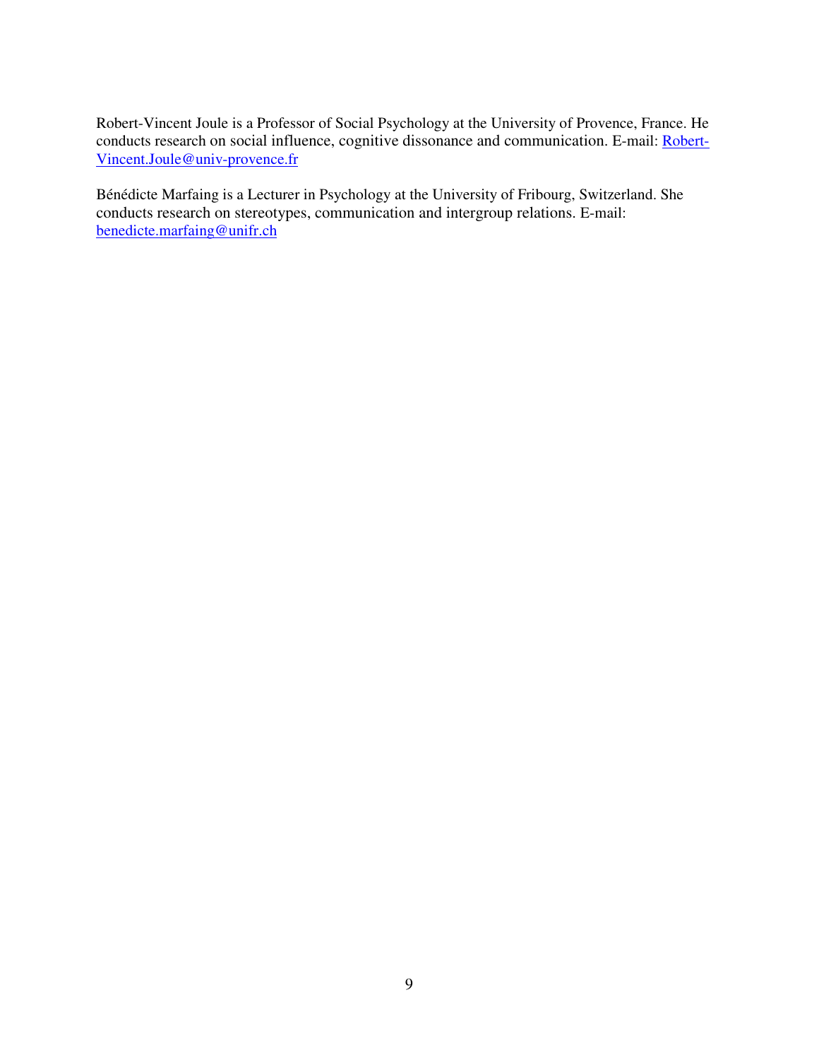Robert-Vincent Joule is a Professor of Social Psychology at the University of Provence, France. He conducts research on social influence, cognitive dissonance and communication. E-mail: Robert-Vincent.Joule@univ-provence.fr

Bénédicte Marfaing is a Lecturer in Psychology at the University of Fribourg, Switzerland. She conducts research on stereotypes, communication and intergroup relations. E-mail: benedicte.marfaing@unifr.ch